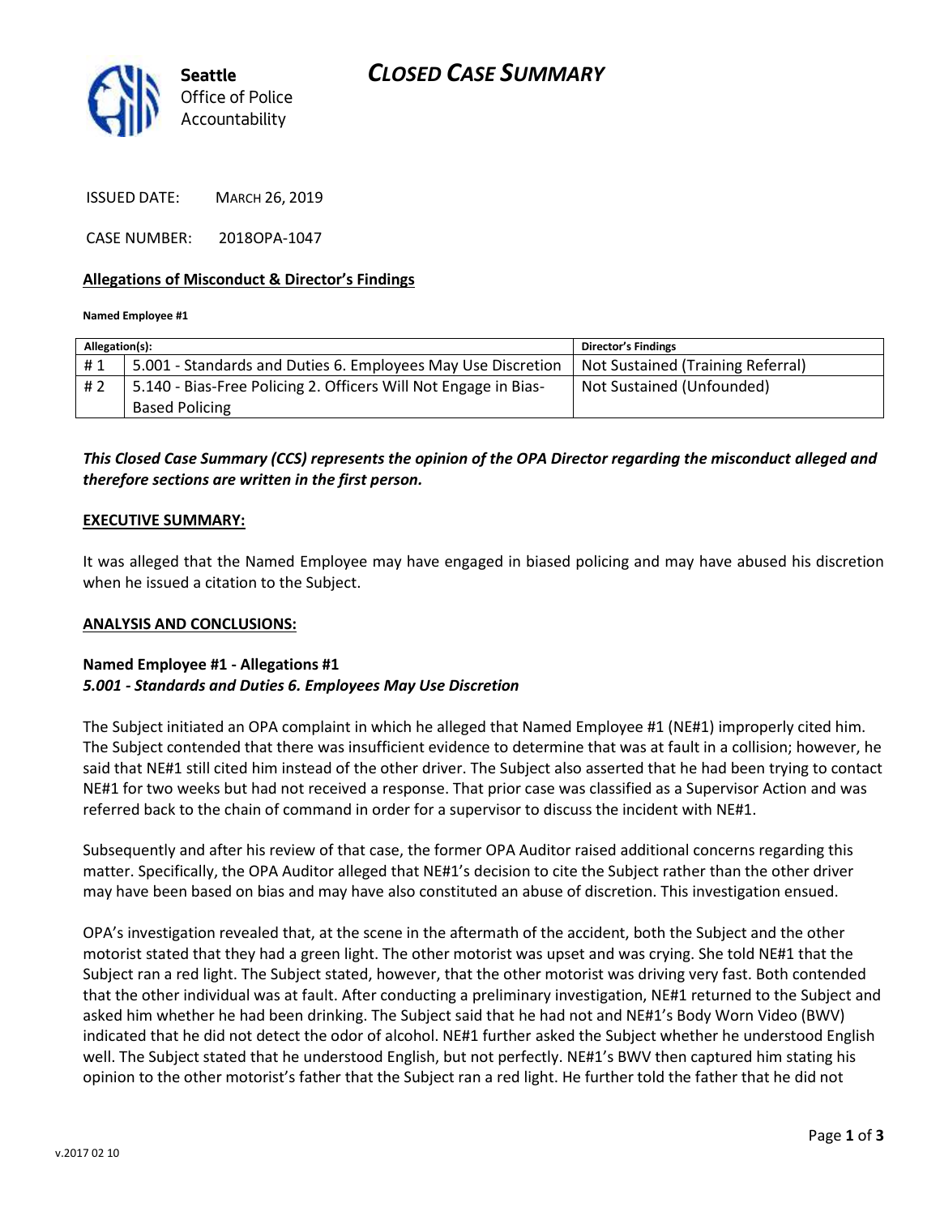**Seattle**
Office of Police
Accountability

# CLOSED CASE SUMMARY

ISSUED DATE: MARCH 26, 2019

CASE NUMBER: 2018OPA-1047

### Allegations of Misconduct & Director's Findings

**Named Employee #1**

| Allegation(s): | | Director's Findings |
|---|---|---|
| # 1 | 5.001 - Standards and Duties 6. Employees May Use Discretion | Not Sustained (Training Referral) |
| # 2 | 5.140 - Bias-Free Policing 2. Officers Will Not Engage in Bias-Based Policing | Not Sustained (Unfounded) |

***This Closed Case Summary (CCS) represents the opinion of the OPA Director regarding the misconduct alleged and therefore sections are written in the first person.***

### EXECUTIVE SUMMARY:

It was alleged that the Named Employee may have engaged in biased policing and may have abused his discretion when he issued a citation to the Subject.

### ANALYSIS AND CONCLUSIONS:

**Named Employee #1 - Allegations #1**
***5.001 - Standards and Duties 6. Employees May Use Discretion***

The Subject initiated an OPA complaint in which he alleged that Named Employee #1 (NE#1) improperly cited him. The Subject contended that there was insufficient evidence to determine that was at fault in a collision; however, he said that NE#1 still cited him instead of the other driver. The Subject also asserted that he had been trying to contact NE#1 for two weeks but had not received a response. That prior case was classified as a Supervisor Action and was referred back to the chain of command in order for a supervisor to discuss the incident with NE#1.

Subsequently and after his review of that case, the former OPA Auditor raised additional concerns regarding this matter. Specifically, the OPA Auditor alleged that NE#1's decision to cite the Subject rather than the other driver may have been based on bias and may have also constituted an abuse of discretion. This investigation ensued.

OPA's investigation revealed that, at the scene in the aftermath of the accident, both the Subject and the other motorist stated that they had a green light. The other motorist was upset and was crying. She told NE#1 that the Subject ran a red light. The Subject stated, however, that the other motorist was driving very fast. Both contended that the other individual was at fault. After conducting a preliminary investigation, NE#1 returned to the Subject and asked him whether he had been drinking. The Subject said that he had not and NE#1's Body Worn Video (BWV) indicated that he did not detect the odor of alcohol. NE#1 further asked the Subject whether he understood English well. The Subject stated that he understood English, but not perfectly. NE#1's BWV then captured him stating his opinion to the other motorist's father that the Subject ran a red light. He further told the father that he did not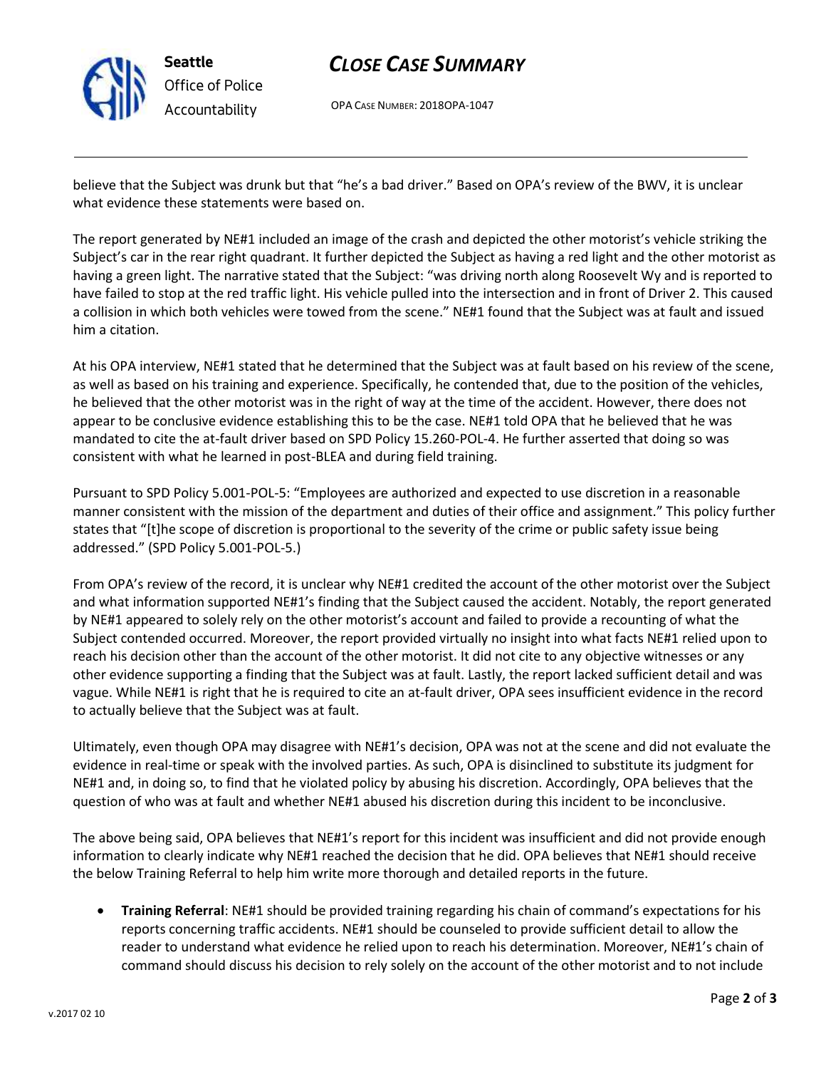believe that the Subject was drunk but that "he's a bad driver." Based on OPA's review of the BWV, it is unclear what evidence these statements were based on.

The report generated by NE#1 included an image of the crash and depicted the other motorist's vehicle striking the Subject's car in the rear right quadrant. It further depicted the Subject as having a red light and the other motorist as having a green light. The narrative stated that the Subject: "was driving north along Roosevelt Wy and is reported to have failed to stop at the red traffic light. His vehicle pulled into the intersection and in front of Driver 2. This caused a collision in which both vehicles were towed from the scene." NE#1 found that the Subject was at fault and issued him a citation.

At his OPA interview, NE#1 stated that he determined that the Subject was at fault based on his review of the scene, as well as based on his training and experience. Specifically, he contended that, due to the position of the vehicles, he believed that the other motorist was in the right of way at the time of the accident. However, there does not appear to be conclusive evidence establishing this to be the case. NE#1 told OPA that he believed that he was mandated to cite the at-fault driver based on SPD Policy 15.260-POL-4. He further asserted that doing so was consistent with what he learned in post-BLEA and during field training.

Pursuant to SPD Policy 5.001-POL-5: "Employees are authorized and expected to use discretion in a reasonable manner consistent with the mission of the department and duties of their office and assignment." This policy further states that "[t]he scope of discretion is proportional to the severity of the crime or public safety issue being addressed." (SPD Policy 5.001-POL-5.)

From OPA's review of the record, it is unclear why NE#1 credited the account of the other motorist over the Subject and what information supported NE#1's finding that the Subject caused the accident. Notably, the report generated by NE#1 appeared to solely rely on the other motorist's account and failed to provide a recounting of what the Subject contended occurred. Moreover, the report provided virtually no insight into what facts NE#1 relied upon to reach his decision other than the account of the other motorist. It did not cite to any objective witnesses or any other evidence supporting a finding that the Subject was at fault. Lastly, the report lacked sufficient detail and was vague. While NE#1 is right that he is required to cite an at-fault driver, OPA sees insufficient evidence in the record to actually believe that the Subject was at fault.

Ultimately, even though OPA may disagree with NE#1's decision, OPA was not at the scene and did not evaluate the evidence in real-time or speak with the involved parties. As such, OPA is disinclined to substitute its judgment for NE#1 and, in doing so, to find that he violated policy by abusing his discretion. Accordingly, OPA believes that the question of who was at fault and whether NE#1 abused his discretion during this incident to be inconclusive.

The above being said, OPA believes that NE#1's report for this incident was insufficient and did not provide enough information to clearly indicate why NE#1 reached the decision that he did. OPA believes that NE#1 should receive the below Training Referral to help him write more thorough and detailed reports in the future.

- **Training Referral**: NE#1 should be provided training regarding his chain of command's expectations for his reports concerning traffic accidents. NE#1 should be counseled to provide sufficient detail to allow the reader to understand what evidence he relied upon to reach his determination. Moreover, NE#1's chain of command should discuss his decision to rely solely on the account of the other motorist and to not include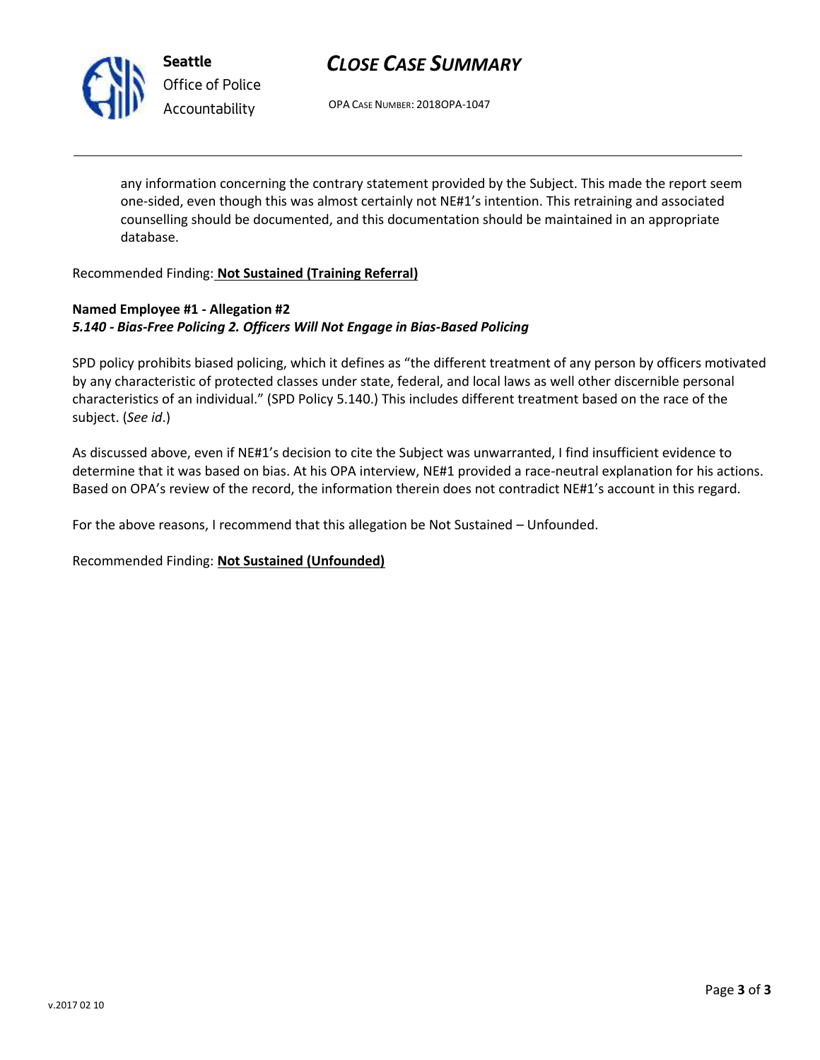any information concerning the contrary statement provided by the Subject. This made the report seem one-sided, even though this was almost certainly not NE#1's intention. This retraining and associated counselling should be documented, and this documentation should be maintained in an appropriate database.

Recommended Finding: **Not Sustained (Training Referral)**

**Named Employee #1 - Allegation #2**
***5.140 - Bias-Free Policing 2. Officers Will Not Engage in Bias-Based Policing***

SPD policy prohibits biased policing, which it defines as "the different treatment of any person by officers motivated by any characteristic of protected classes under state, federal, and local laws as well other discernible personal characteristics of an individual." (SPD Policy 5.140.) This includes different treatment based on the race of the subject. (*See id*.)

As discussed above, even if NE#1's decision to cite the Subject was unwarranted, I find insufficient evidence to determine that it was based on bias. At his OPA interview, NE#1 provided a race-neutral explanation for his actions. Based on OPA's review of the record, the information therein does not contradict NE#1's account in this regard.

For the above reasons, I recommend that this allegation be Not Sustained – Unfounded.

Recommended Finding: **Not Sustained (Unfounded)**